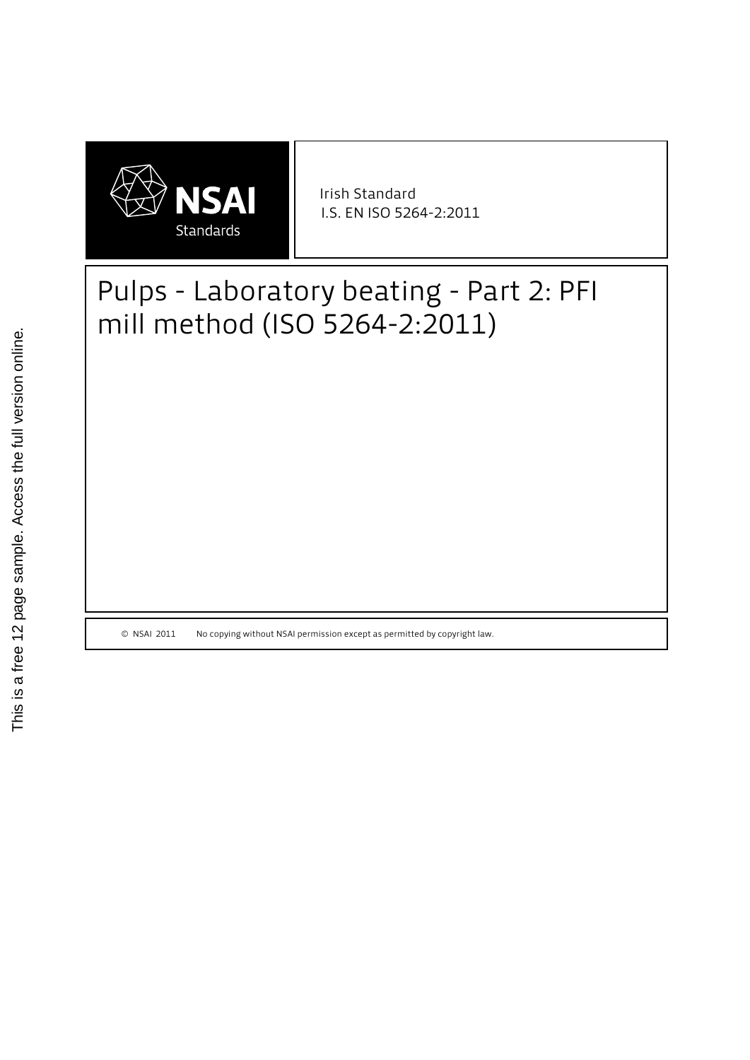NSAI Standards

Irish Standard
I.S. EN ISO 5264-2:2011

# Pulps - Laboratory beating - Part 2: PFI mill method (ISO 5264-2:2011)

© NSAI 2011 No copying without NSAI permission except as permitted by copyright law.

This is a free 12 page sample. Access the full version online.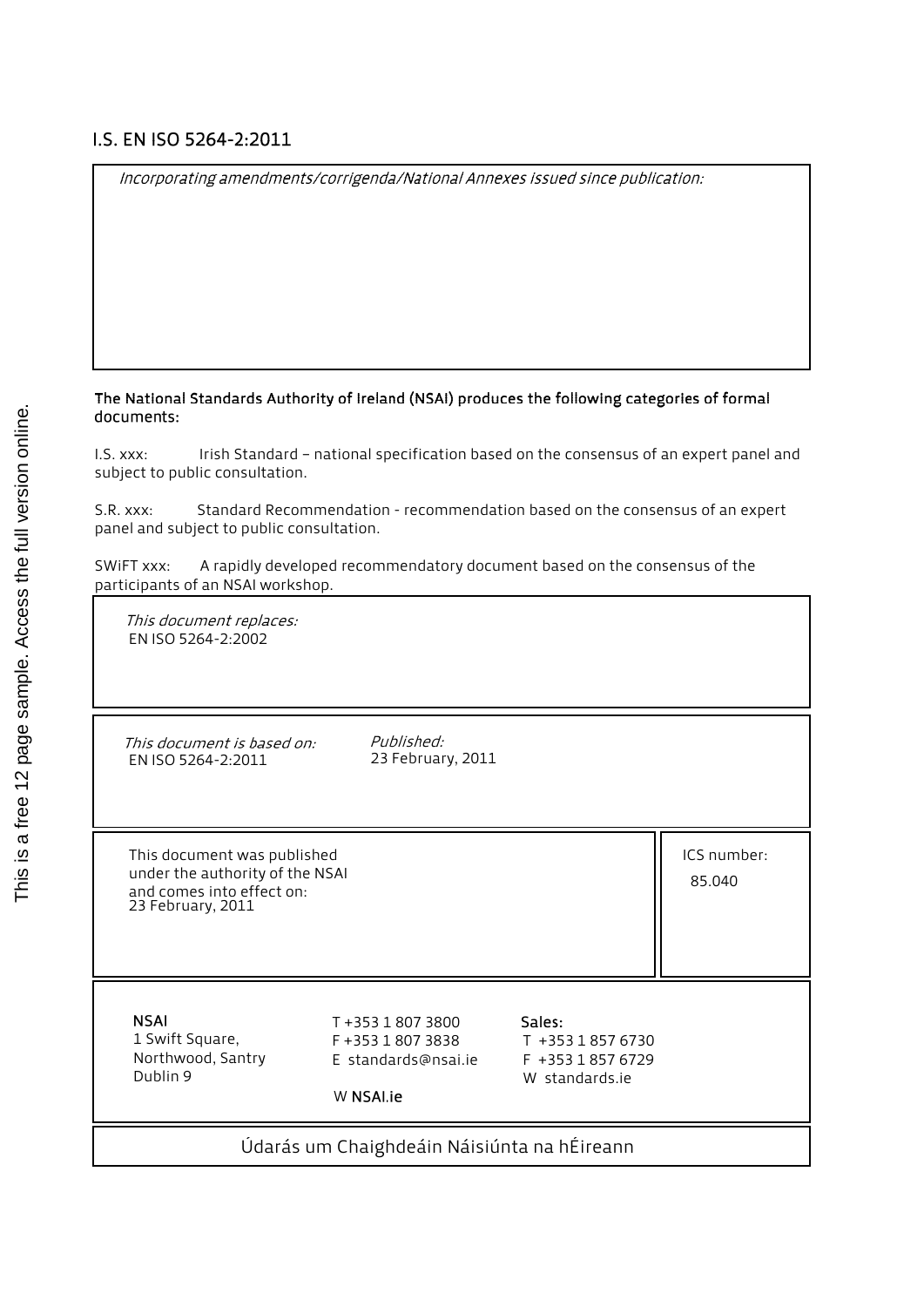# I.S. EN ISO 5264-2:2011

*Incorporating amendments/corrigenda/National Annexes issued since publication:*

**The National Standards Authority of Ireland (NSAI) produces the following categories of formal documents:**

I.S. xxx: Irish Standard – national specification based on the consensus of an expert panel and subject to public consultation.

S.R. xxx: Standard Recommendation - recommendation based on the consensus of an expert panel and subject to public consultation.

SWiFT xxx: A rapidly developed recommendatory document based on the consensus of the participants of an NSAI workshop.

*This document replaces:*
EN ISO 5264-2:2002

| *This document is based on:* | *Published:* |
| --- | --- |
| EN ISO 5264-2:2011 | 23 February, 2011 |

| This document was published under the authority of the NSAI and comes into effect on: | ICS number: |
| --- | --- |
| 23 February, 2011 | 85.040 |

| **NSAI** | T +353 1 807 3800 | **Sales:** |
| --- | --- | --- |
| 1 Swift Square, | F +353 1 807 3838 | T +353 1 857 6730 |
| Northwood, Santry | E standards@nsai.ie | F +353 1 857 6729 |
| Dublin 9 | W **NSAI.ie** | W standards.ie |

Údarás um Chaighdeáin Náisiúnta na hÉireann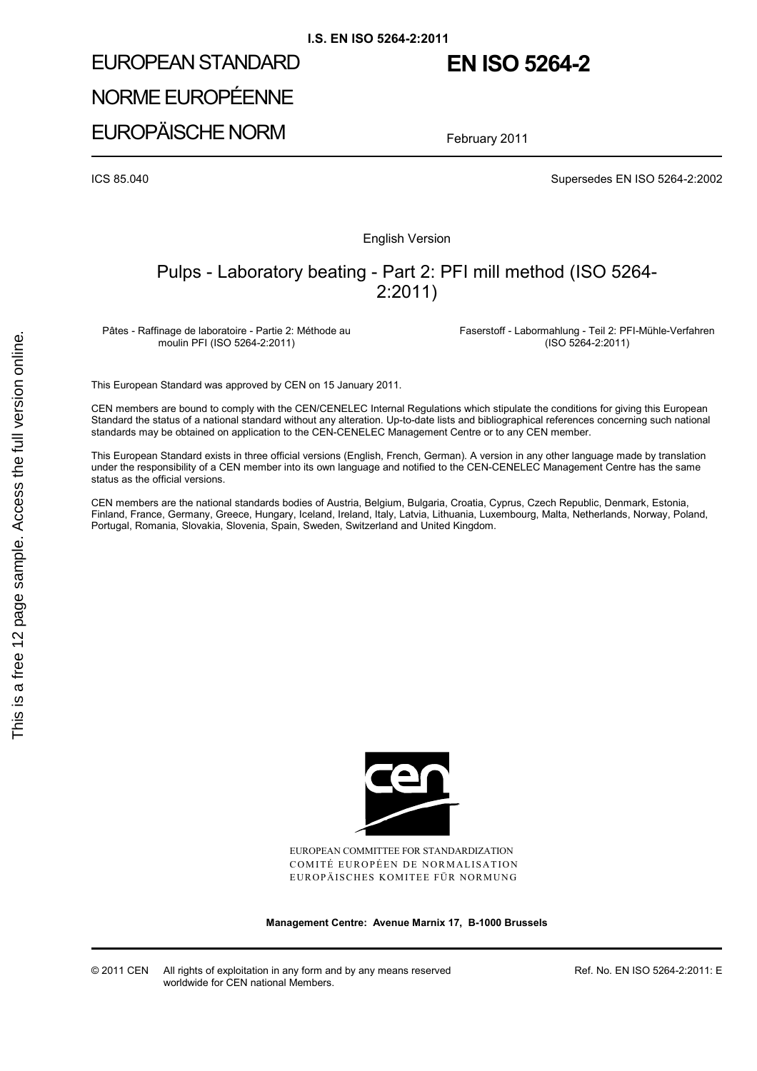# EUROPEAN STANDARD
# NORME EUROPÉENNE
# EUROPÄISCHE NORM

# EN ISO 5264-2

February 2011

ICS 85.040

Supersedes EN ISO 5264-2:2002

English Version

## Pulps - Laboratory beating - Part 2: PFI mill method (ISO 5264-2:2011)

Pâtes - Raffinage de laboratoire - Partie 2: Méthode au moulin PFI (ISO 5264-2:2011)

Faserstoff - Labormahlung - Teil 2: PFI-Mühle-Verfahren (ISO 5264-2:2011)

This European Standard was approved by CEN on 15 January 2011.

CEN members are bound to comply with the CEN/CENELEC Internal Regulations which stipulate the conditions for giving this European Standard the status of a national standard without any alteration. Up-to-date lists and bibliographical references concerning such national standards may be obtained on application to the CEN-CENELEC Management Centre or to any CEN member.

This European Standard exists in three official versions (English, French, German). A version in any other language made by translation under the responsibility of a CEN member into its own language and notified to the CEN-CENELEC Management Centre has the same status as the official versions.

CEN members are the national standards bodies of Austria, Belgium, Bulgaria, Croatia, Cyprus, Czech Republic, Denmark, Estonia, Finland, France, Germany, Greece, Hungary, Iceland, Ireland, Italy, Latvia, Lithuania, Luxembourg, Malta, Netherlands, Norway, Poland, Portugal, Romania, Slovakia, Slovenia, Spain, Sweden, Switzerland and United Kingdom.

EUROPEAN COMMITTEE FOR STANDARDIZATION
COMITÉ EUROPÉEN DE NORMALISATION
EUROPÄISCHES KOMITEE FÜR NORMUNG

**Management Centre: Avenue Marnix 17, B-1000 Brussels**

© 2011 CEN All rights of exploitation in any form and by any means reserved worldwide for CEN national Members.

Ref. No. EN ISO 5264-2:2011: E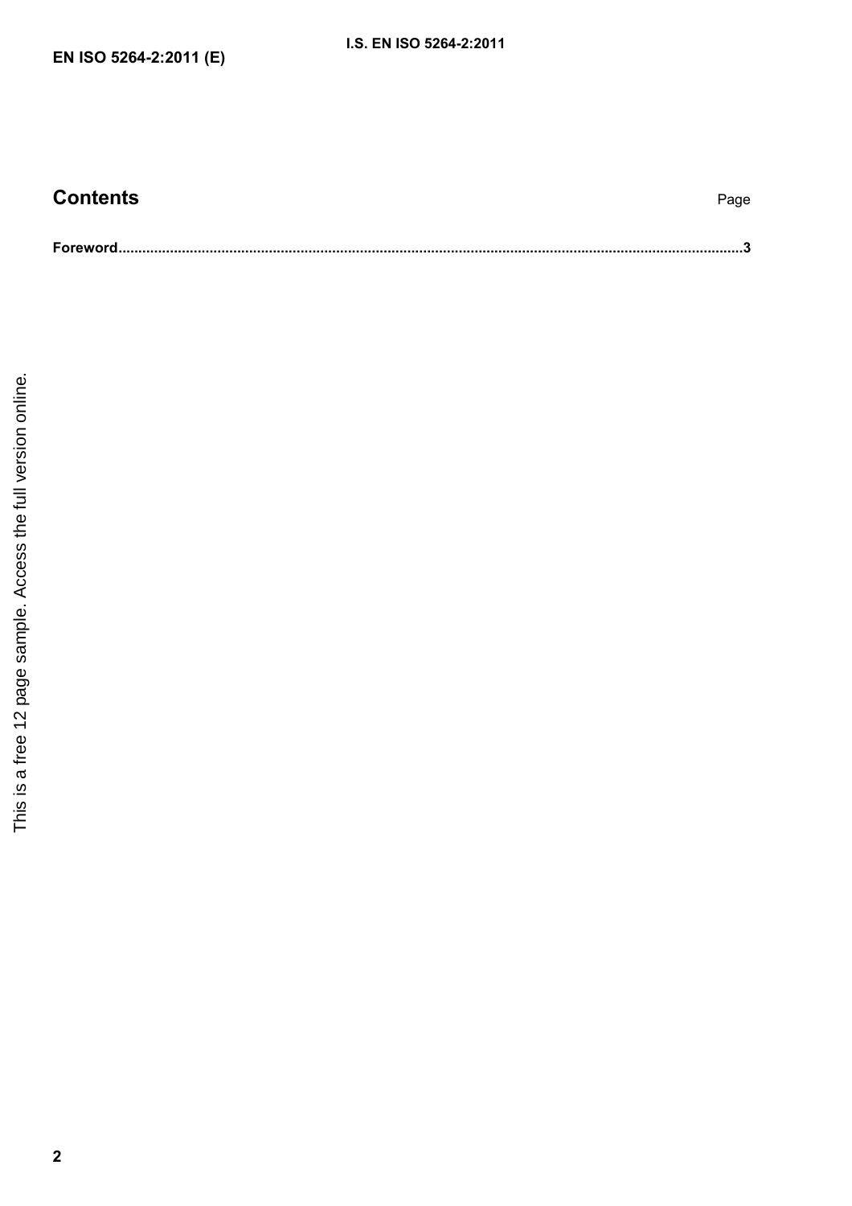## Contents

Page

**Foreword**......................................................................................................................................................**3**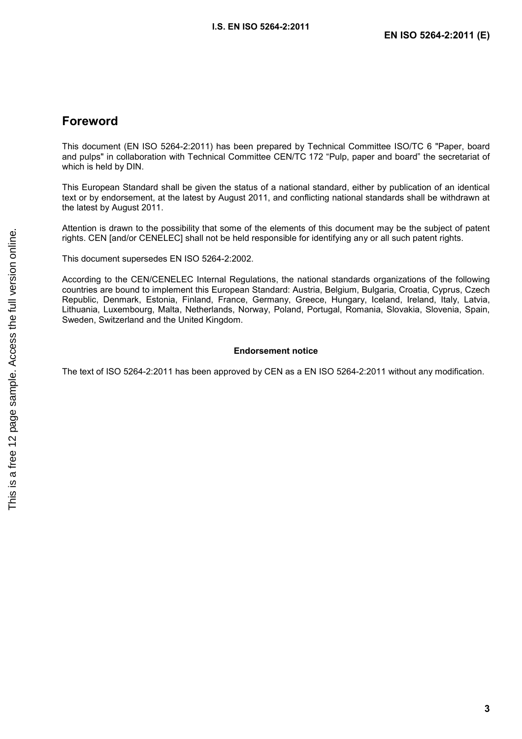## Foreword

This document (EN ISO 5264-2:2011) has been prepared by Technical Committee ISO/TC 6 "Paper, board and pulps" in collaboration with Technical Committee CEN/TC 172 “Pulp, paper and board” the secretariat of which is held by DIN.

This European Standard shall be given the status of a national standard, either by publication of an identical text or by endorsement, at the latest by August 2011, and conflicting national standards shall be withdrawn at the latest by August 2011.

Attention is drawn to the possibility that some of the elements of this document may be the subject of patent rights. CEN [and/or CENELEC] shall not be held responsible for identifying any or all such patent rights.

This document supersedes EN ISO 5264-2:2002.

According to the CEN/CENELEC Internal Regulations, the national standards organizations of the following countries are bound to implement this European Standard: Austria, Belgium, Bulgaria, Croatia, Cyprus, Czech Republic, Denmark, Estonia, Finland, France, Germany, Greece, Hungary, Iceland, Ireland, Italy, Latvia, Lithuania, Luxembourg, Malta, Netherlands, Norway, Poland, Portugal, Romania, Slovakia, Slovenia, Spain, Sweden, Switzerland and the United Kingdom.

**Endorsement notice**

The text of ISO 5264-2:2011 has been approved by CEN as a EN ISO 5264-2:2011 without any modification.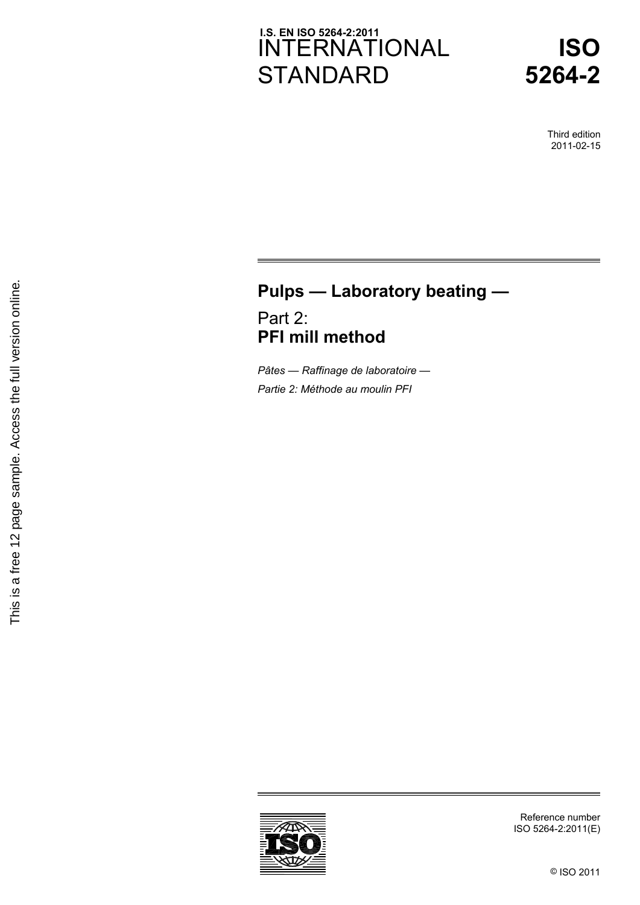I.S. EN ISO 5264-2:2011

# INTERNATIONAL STANDARD

# ISO 5264-2

Third edition
2011-02-15

# Pulps — Laboratory beating —

## Part 2:
## PFI mill method

*Pâtes — Raffinage de laboratoire —*

*Partie 2: Méthode au moulin PFI*

Reference number
ISO 5264-2:2011(E)

© ISO 2011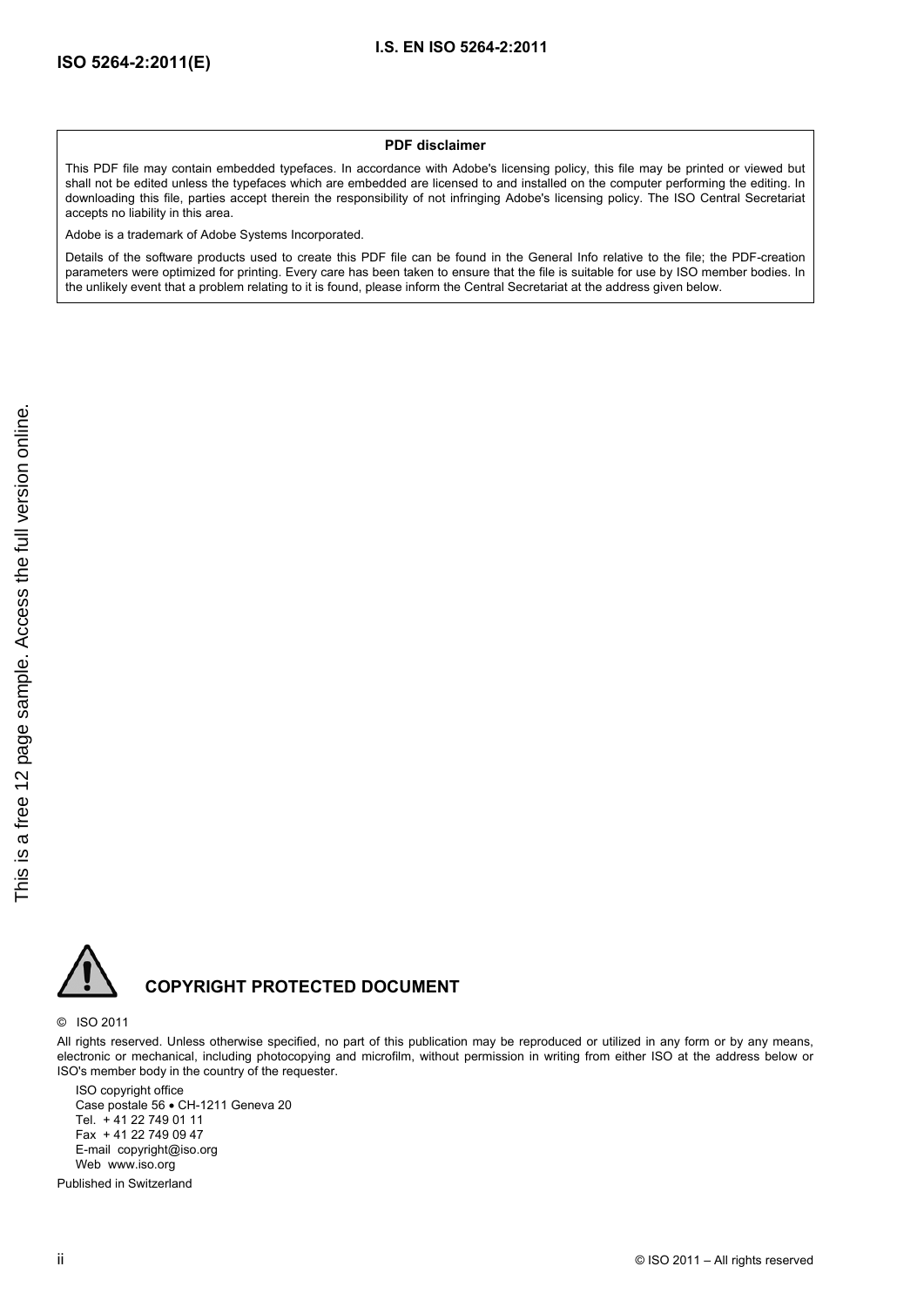**PDF disclaimer**

This PDF file may contain embedded typefaces. In accordance with Adobe's licensing policy, this file may be printed or viewed but shall not be edited unless the typefaces which are embedded are licensed to and installed on the computer performing the editing. In downloading this file, parties accept therein the responsibility of not infringing Adobe's licensing policy. The ISO Central Secretariat accepts no liability in this area.

Adobe is a trademark of Adobe Systems Incorporated.

Details of the software products used to create this PDF file can be found in the General Info relative to the file; the PDF-creation parameters were optimized for printing. Every care has been taken to ensure that the file is suitable for use by ISO member bodies. In the unlikely event that a problem relating to it is found, please inform the Central Secretariat at the address given below.

## COPYRIGHT PROTECTED DOCUMENT

© ISO 2011

All rights reserved. Unless otherwise specified, no part of this publication may be reproduced or utilized in any form or by any means, electronic or mechanical, including photocopying and microfilm, without permission in writing from either ISO at the address below or ISO's member body in the country of the requester.

ISO copyright office
Case postale 56 • CH-1211 Geneva 20
Tel. + 41 22 749 01 11
Fax + 41 22 749 09 47
E-mail copyright@iso.org
Web www.iso.org

Published in Switzerland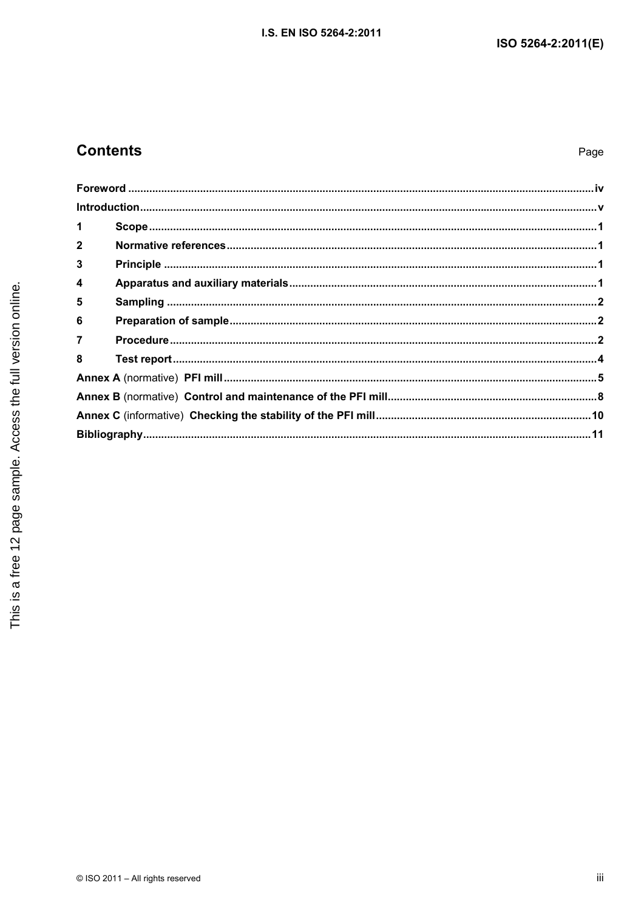## Contents

Page

Foreword ............................................................................................................................................iv

Introduction.........................................................................................................................................v

1 Scope..............................................................................................................................................1

2 Normative references....................................................................................................................1

3 Principle .........................................................................................................................................1

4 Apparatus and auxiliary materials...............................................................................................1

5 Sampling .........................................................................................................................................2

6 Preparation of sample....................................................................................................................2

7 Procedure........................................................................................................................................2

8 Test report.......................................................................................................................................4

Annex A (normative) PFI mill..............................................................................................................5

Annex B (normative) Control and maintenance of the PFI mill.......................................................8

Annex C (informative) Checking the stability of the PFI mill..........................................................10

Bibliography.......................................................................................................................................11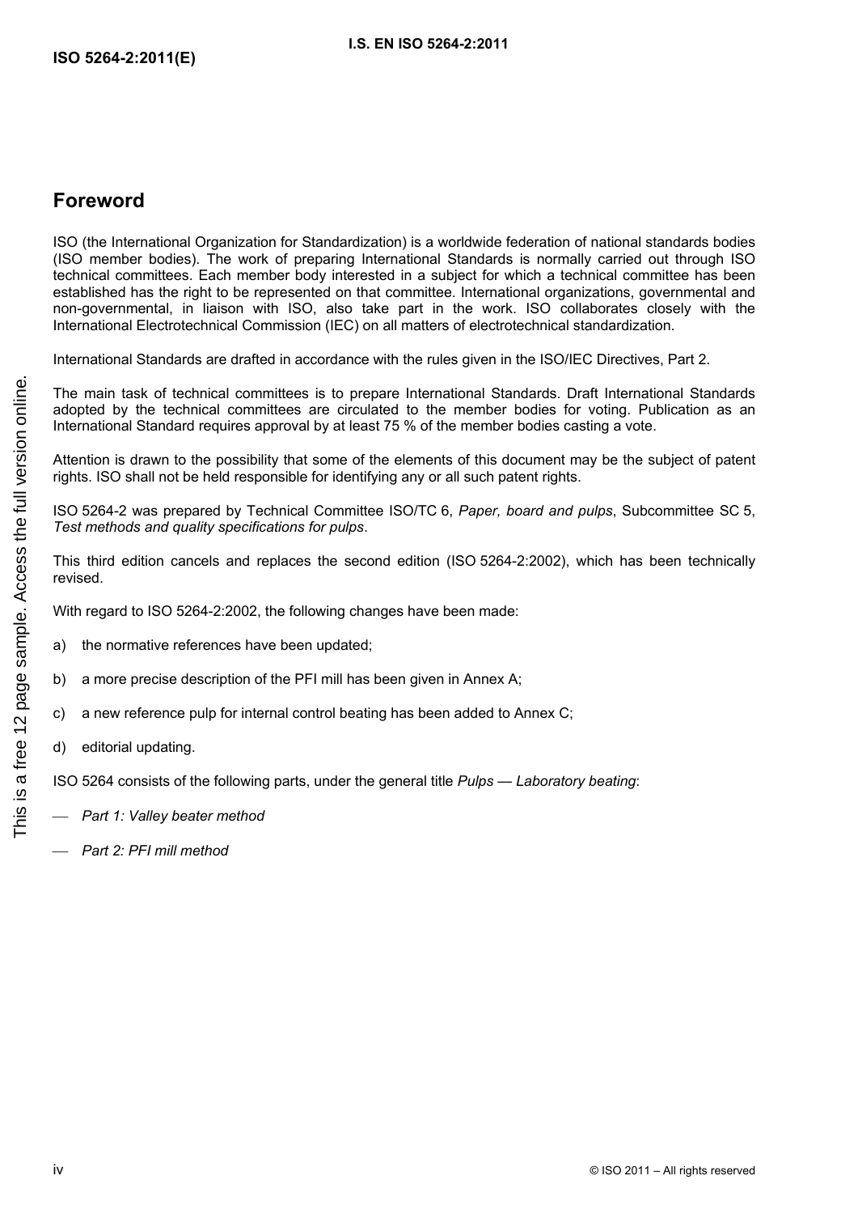## Foreword

ISO (the International Organization for Standardization) is a worldwide federation of national standards bodies (ISO member bodies). The work of preparing International Standards is normally carried out through ISO technical committees. Each member body interested in a subject for which a technical committee has been established has the right to be represented on that committee. International organizations, governmental and non-governmental, in liaison with ISO, also take part in the work. ISO collaborates closely with the International Electrotechnical Commission (IEC) on all matters of electrotechnical standardization.

International Standards are drafted in accordance with the rules given in the ISO/IEC Directives, Part 2.

The main task of technical committees is to prepare International Standards. Draft International Standards adopted by the technical committees are circulated to the member bodies for voting. Publication as an International Standard requires approval by at least 75 % of the member bodies casting a vote.

Attention is drawn to the possibility that some of the elements of this document may be the subject of patent rights. ISO shall not be held responsible for identifying any or all such patent rights.

ISO 5264-2 was prepared by Technical Committee ISO/TC 6, *Paper, board and pulps*, Subcommittee SC 5, *Test methods and quality specifications for pulps*.

This third edition cancels and replaces the second edition (ISO 5264-2:2002), which has been technically revised.

With regard to ISO 5264-2:2002, the following changes have been made:

a) the normative references have been updated;

b) a more precise description of the PFI mill has been given in Annex A;

c) a new reference pulp for internal control beating has been added to Annex C;

d) editorial updating.

ISO 5264 consists of the following parts, under the general title *Pulps — Laboratory beating*:

— *Part 1: Valley beater method*

— *Part 2: PFI mill method*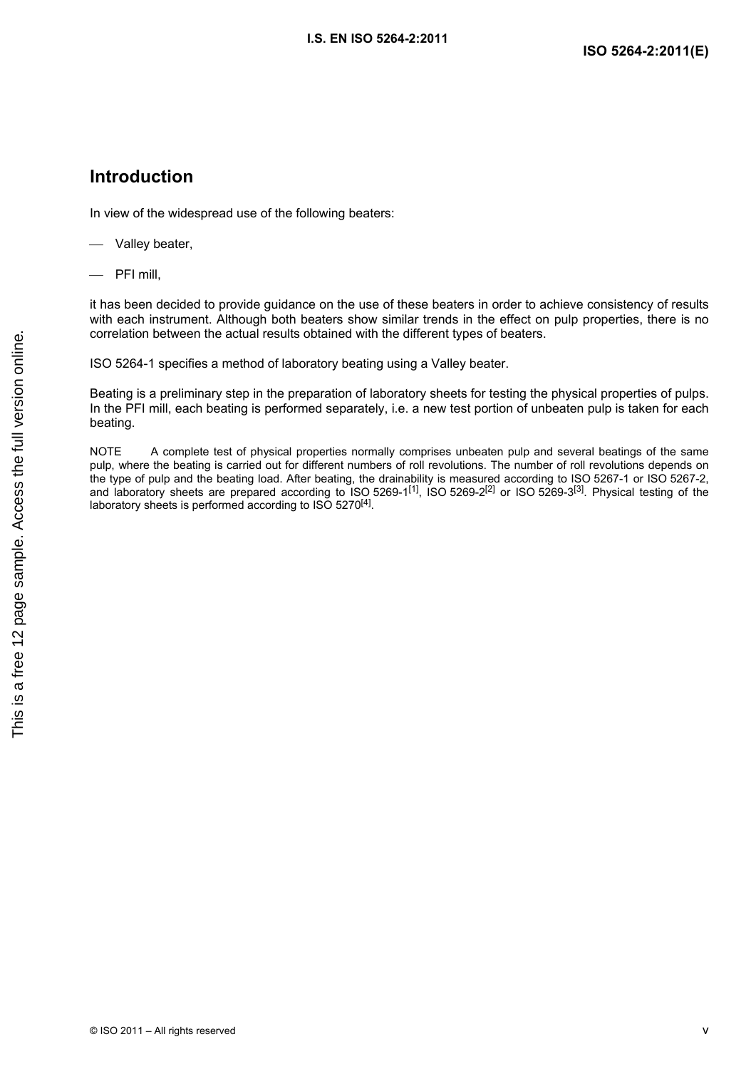## Introduction

In view of the widespread use of the following beaters:

- Valley beater,
- PFI mill,

it has been decided to provide guidance on the use of these beaters in order to achieve consistency of results with each instrument. Although both beaters show similar trends in the effect on pulp properties, there is no correlation between the actual results obtained with the different types of beaters.

ISO 5264-1 specifies a method of laboratory beating using a Valley beater.

Beating is a preliminary step in the preparation of laboratory sheets for testing the physical properties of pulps. In the PFI mill, each beating is performed separately, i.e. a new test portion of unbeaten pulp is taken for each beating.

NOTE A complete test of physical properties normally comprises unbeaten pulp and several beatings of the same pulp, where the beating is carried out for different numbers of roll revolutions. The number of roll revolutions depends on the type of pulp and the beating load. After beating, the drainability is measured according to ISO 5267-1 or ISO 5267-2, and laboratory sheets are prepared according to ISO 5269-1[1], ISO 5269-2[2] or ISO 5269-3[3]. Physical testing of the laboratory sheets is performed according to ISO 5270[4].